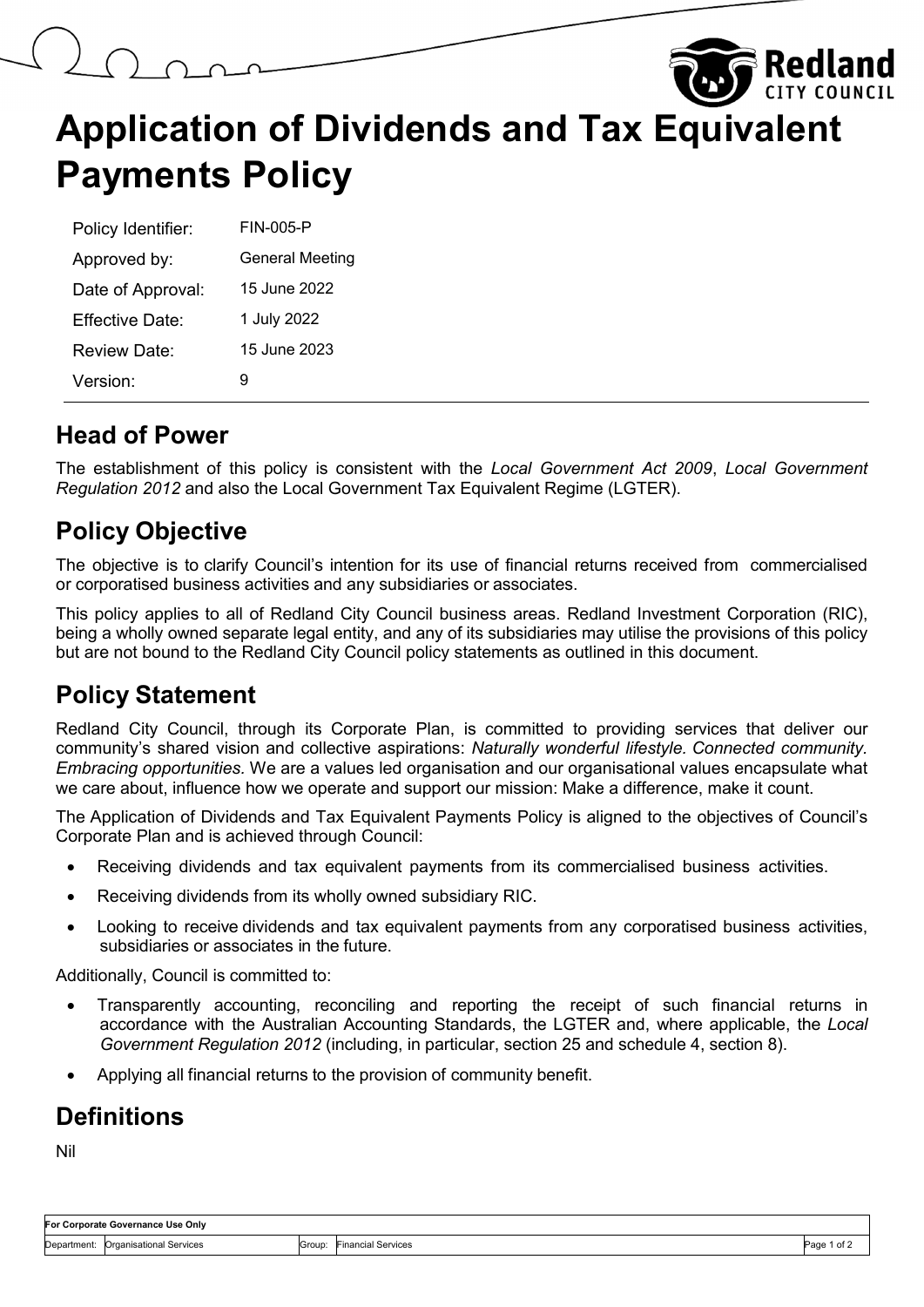# Application of Dividends and Tax Equivalent Payments Policy

| | |
|---|---|
| Policy Identifier: | FIN-005-P |
| Approved by: | General Meeting |
| Date of Approval: | 15 June 2022 |
| Effective Date: | 1 July 2022 |
| Review Date: | 15 June 2023 |
| Version: | 9 |

## Head of Power

The establishment of this policy is consistent with the *Local Government Act 2009*, *Local Government Regulation 2012* and also the Local Government Tax Equivalent Regime (LGTER).

## Policy Objective

The objective is to clarify Council's intention for its use of financial returns received from commercialised or corporatised business activities and any subsidiaries or associates.

This policy applies to all of Redland City Council business areas. Redland Investment Corporation (RIC), being a wholly owned separate legal entity, and any of its subsidiaries may utilise the provisions of this policy but are not bound to the Redland City Council policy statements as outlined in this document.

## Policy Statement

Redland City Council, through its Corporate Plan, is committed to providing services that deliver our community's shared vision and collective aspirations: *Naturally wonderful lifestyle. Connected community. Embracing opportunities.* We are a values led organisation and our organisational values encapsulate what we care about, influence how we operate and support our mission: Make a difference, make it count.

The Application of Dividends and Tax Equivalent Payments Policy is aligned to the objectives of Council's Corporate Plan and is achieved through Council:

- Receiving dividends and tax equivalent payments from its commercialised business activities.
- Receiving dividends from its wholly owned subsidiary RIC.
- Looking to receive dividends and tax equivalent payments from any corporatised business activities, subsidiaries or associates in the future.

Additionally, Council is committed to:

- Transparently accounting, reconciling and reporting the receipt of such financial returns in accordance with the Australian Accounting Standards, the LGTER and, where applicable, the *Local Government Regulation 2012* (including, in particular, section 25 and schedule 4, section 8).
- Applying all financial returns to the provision of community benefit.

## Definitions

Nil

| For Corporate Governance Use Only | | | |
|---|---|---|---|
| Department: | Organisational Services | Group: | Financial Services |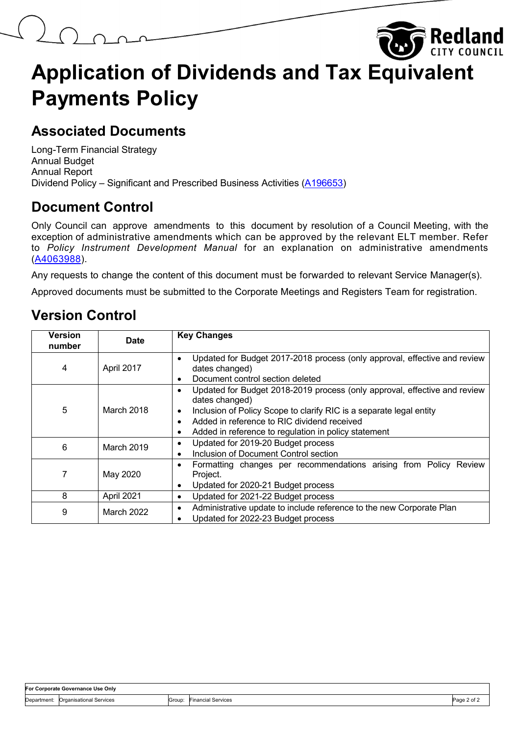# Application of Dividends and Tax Equivalent Payments Policy

## Associated Documents

Long-Term Financial Strategy
Annual Budget
Annual Report
Dividend Policy – Significant and Prescribed Business Activities (A196653)

## Document Control

Only Council can approve amendments to this document by resolution of a Council Meeting, with the exception of administrative amendments which can be approved by the relevant ELT member. Refer to *Policy Instrument Development Manual* for an explanation on administrative amendments (A4063988).

Any requests to change the content of this document must be forwarded to relevant Service Manager(s).

Approved documents must be submitted to the Corporate Meetings and Registers Team for registration.

## Version Control

| Version number | Date | Key Changes |
|---|---|---|
| 4 | April 2017 | • Updated for Budget 2017-2018 process (only approval, effective and review dates changed)<br>• Document control section deleted |
| 5 | March 2018 | • Updated for Budget 2018-2019 process (only approval, effective and review dates changed)<br>• Inclusion of Policy Scope to clarify RIC is a separate legal entity<br>• Added in reference to RIC dividend received<br>• Added in reference to regulation in policy statement |
| 6 | March 2019 | • Updated for 2019-20 Budget process<br>• Inclusion of Document Control section |
| 7 | May 2020 | • Formatting changes per recommendations arising from Policy Review Project.<br>• Updated for 2020-21 Budget process |
| 8 | April 2021 | • Updated for 2021-22 Budget process |
| 9 | March 2022 | • Administrative update to include reference to the new Corporate Plan<br>• Updated for 2022-23 Budget process |

| For Corporate Governance Use Only | | | |
|---|---|---|---|
| Department: Organisational Services | Group: Financial Services | | |